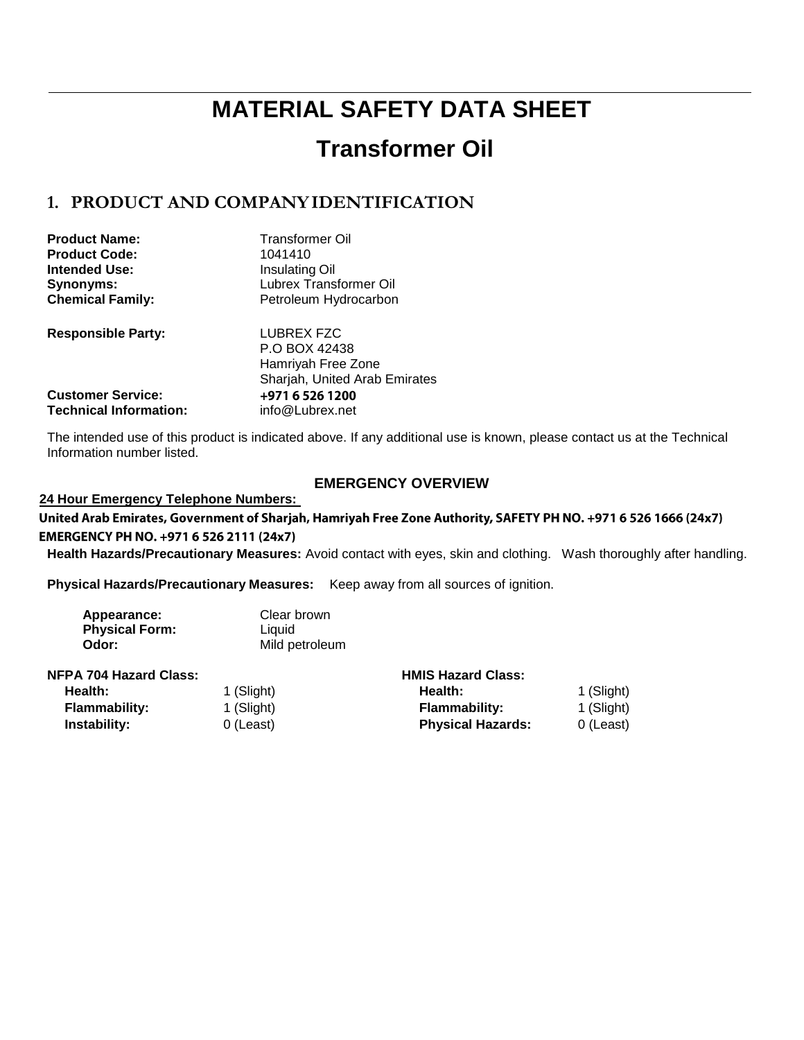# MATERIAL SAFETY DATA SHEET

# Transformer Oil

## 1. PRODUCT AND COMPANY IDENTIFICATION

| | |
|---|---|
| **Product Name:** | Transformer Oil |
| **Product Code:** | 1041410 |
| **Intended Use:** | Insulating Oil |
| **Synonyms:** | Lubrex Transformer Oil |
| **Chemical Family:** | Petroleum Hydrocarbon |
| **Responsible Party:** | LUBREX FZC<br>P.O BOX 42438<br>Hamriyah Free Zone<br>Sharjah, United Arab Emirates |
| **Customer Service:** | **+971 6 526 1200** |
| **Technical Information:** | info@Lubrex.net |

The intended use of this product is indicated above. If any additional use is known, please contact us at the Technical Information number listed.

### EMERGENCY OVERVIEW

**24 Hour Emergency Telephone Numbers:**

**United Arab Emirates, Government of Sharjah, Hamriyah Free Zone Authority, SAFETY PH NO. +971 6 526 1666 (24x7) EMERGENCY PH NO. +971 6 526 2111 (24x7)**

**Health Hazards/Precautionary Measures:** Avoid contact with eyes, skin and clothing. Wash thoroughly after handling.

**Physical Hazards/Precautionary Measures:** Keep away from all sources of ignition.

| | |
|---|---|
| **Appearance:** | Clear brown |
| **Physical Form:** | Liquid |
| **Odor:** | Mild petroleum |

| **NFPA 704 Hazard Class:** | | **HMIS Hazard Class:** | |
|---|---|---|---|
| **Health:** | 1 (Slight) | **Health:** | 1 (Slight) |
| **Flammability:** | 1 (Slight) | **Flammability:** | 1 (Slight) |
| **Instability:** | 0 (Least) | **Physical Hazards:** | 0 (Least) |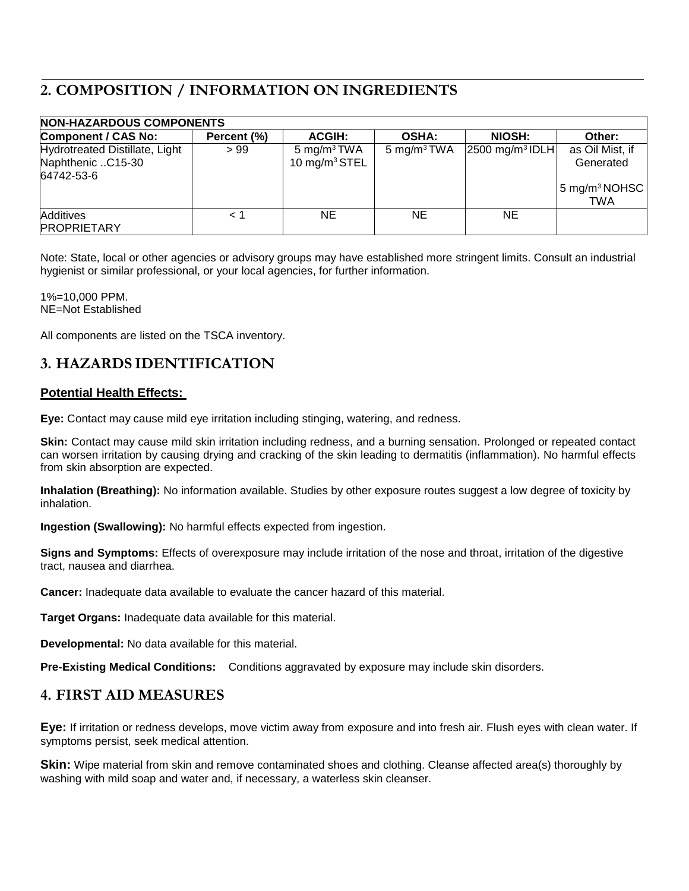## 2. COMPOSITION / INFORMATION ON INGREDIENTS

| NON-HAZARDOUS COMPONENTS | | | | | |
|---|---|---|---|---|---|
| **Component / CAS No:** | **Percent (%)** | **ACGIH:** | **OSHA:** | **NIOSH:** | **Other:** |
| Hydrotreated Distillate, Light Naphthenic ..C15-30 64742-53-6 | > 99 | 5 mg/m$^3$ TWA 10 mg/m$^3$ STEL | 5 mg/m$^3$ TWA | 2500 mg/m$^3$ IDLH | as Oil Mist, if Generated 5 mg/m$^3$ NOHSC TWA |
| Additives PROPRIETARY | < 1 | NE | NE | NE | |

Note: State, local or other agencies or advisory groups may have established more stringent limits. Consult an industrial hygienist or similar professional, or your local agencies, for further information.

1%=10,000 PPM.
NE=Not Established

All components are listed on the TSCA inventory.

## 3. HAZARDS IDENTIFICATION

### Potential Health Effects:

**Eye:** Contact may cause mild eye irritation including stinging, watering, and redness.

**Skin:** Contact may cause mild skin irritation including redness, and a burning sensation. Prolonged or repeated contact can worsen irritation by causing drying and cracking of the skin leading to dermatitis (inflammation). No harmful effects from skin absorption are expected.

**Inhalation (Breathing):** No information available. Studies by other exposure routes suggest a low degree of toxicity by inhalation.

**Ingestion (Swallowing):** No harmful effects expected from ingestion.

**Signs and Symptoms:** Effects of overexposure may include irritation of the nose and throat, irritation of the digestive tract, nausea and diarrhea.

**Cancer:** Inadequate data available to evaluate the cancer hazard of this material.

**Target Organs:** Inadequate data available for this material.

**Developmental:** No data available for this material.

**Pre-Existing Medical Conditions:** Conditions aggravated by exposure may include skin disorders.

## 4. FIRST AID MEASURES

**Eye:** If irritation or redness develops, move victim away from exposure and into fresh air. Flush eyes with clean water. If symptoms persist, seek medical attention.

**Skin:** Wipe material from skin and remove contaminated shoes and clothing. Cleanse affected area(s) thoroughly by washing with mild soap and water and, if necessary, a waterless skin cleanser.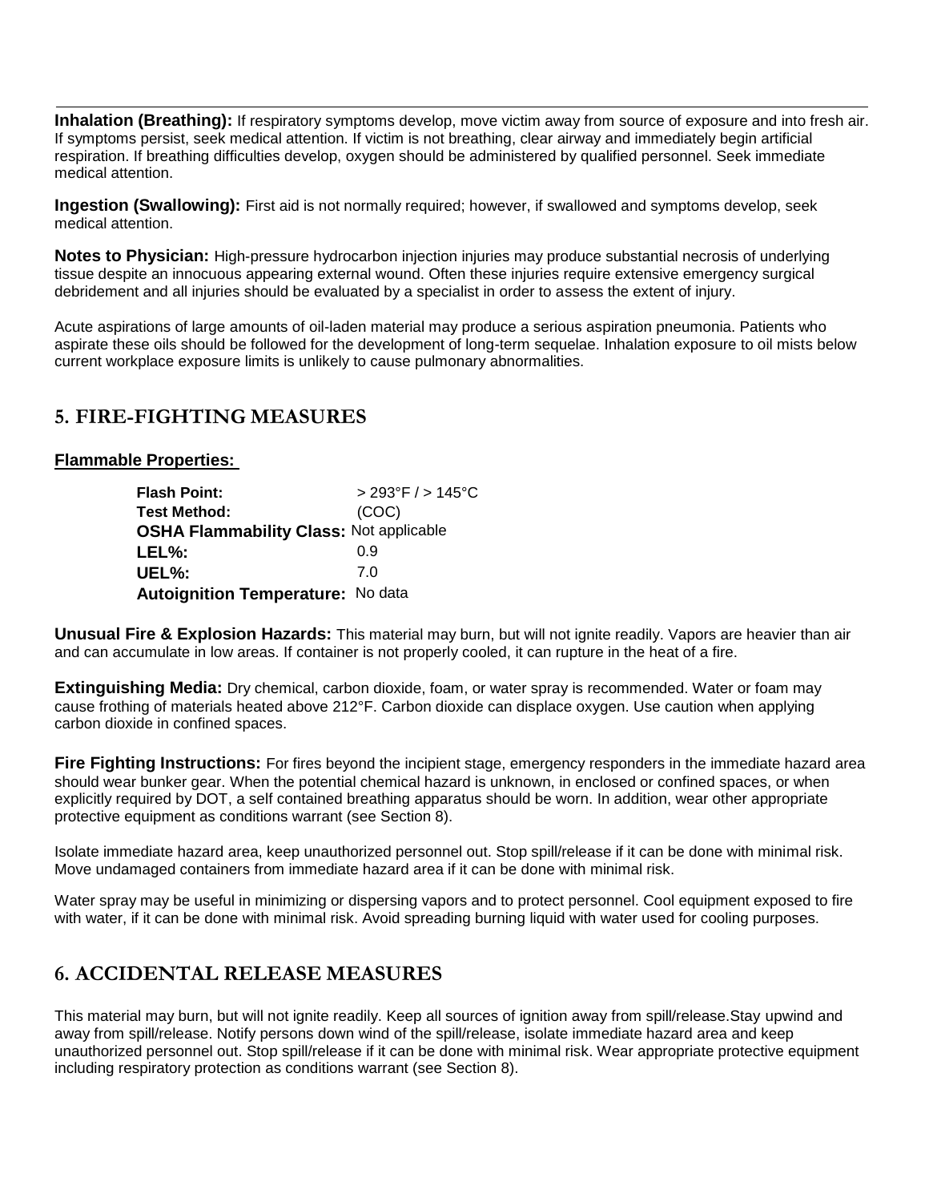**Inhalation (Breathing):** If respiratory symptoms develop, move victim away from source of exposure and into fresh air. If symptoms persist, seek medical attention. If victim is not breathing, clear airway and immediately begin artificial respiration. If breathing difficulties develop, oxygen should be administered by qualified personnel. Seek immediate medical attention.

**Ingestion (Swallowing):** First aid is not normally required; however, if swallowed and symptoms develop, seek medical attention.

**Notes to Physician:** High-pressure hydrocarbon injection injuries may produce substantial necrosis of underlying tissue despite an innocuous appearing external wound. Often these injuries require extensive emergency surgical debridement and all injuries should be evaluated by a specialist in order to assess the extent of injury.

Acute aspirations of large amounts of oil-laden material may produce a serious aspiration pneumonia. Patients who aspirate these oils should be followed for the development of long-term sequelae. Inhalation exposure to oil mists below current workplace exposure limits is unlikely to cause pulmonary abnormalities.

## 5. FIRE-FIGHTING MEASURES

**Flammable Properties:**

**Flash Point:** > 293°F / > 145°C
**Test Method:** (COC)
**OSHA Flammability Class:** Not applicable
**LEL%:** 0.9
**UEL%:** 7.0
**Autoignition Temperature:** No data

**Unusual Fire & Explosion Hazards:** This material may burn, but will not ignite readily. Vapors are heavier than air and can accumulate in low areas. If container is not properly cooled, it can rupture in the heat of a fire.

**Extinguishing Media:** Dry chemical, carbon dioxide, foam, or water spray is recommended. Water or foam may cause frothing of materials heated above 212°F. Carbon dioxide can displace oxygen. Use caution when applying carbon dioxide in confined spaces.

**Fire Fighting Instructions:** For fires beyond the incipient stage, emergency responders in the immediate hazard area should wear bunker gear. When the potential chemical hazard is unknown, in enclosed or confined spaces, or when explicitly required by DOT, a self contained breathing apparatus should be worn. In addition, wear other appropriate protective equipment as conditions warrant (see Section 8).

Isolate immediate hazard area, keep unauthorized personnel out. Stop spill/release if it can be done with minimal risk. Move undamaged containers from immediate hazard area if it can be done with minimal risk.

Water spray may be useful in minimizing or dispersing vapors and to protect personnel. Cool equipment exposed to fire with water, if it can be done with minimal risk. Avoid spreading burning liquid with water used for cooling purposes.

## 6. ACCIDENTAL RELEASE MEASURES

This material may burn, but will not ignite readily. Keep all sources of ignition away from spill/release.Stay upwind and away from spill/release. Notify persons down wind of the spill/release, isolate immediate hazard area and keep unauthorized personnel out. Stop spill/release if it can be done with minimal risk. Wear appropriate protective equipment including respiratory protection as conditions warrant (see Section 8).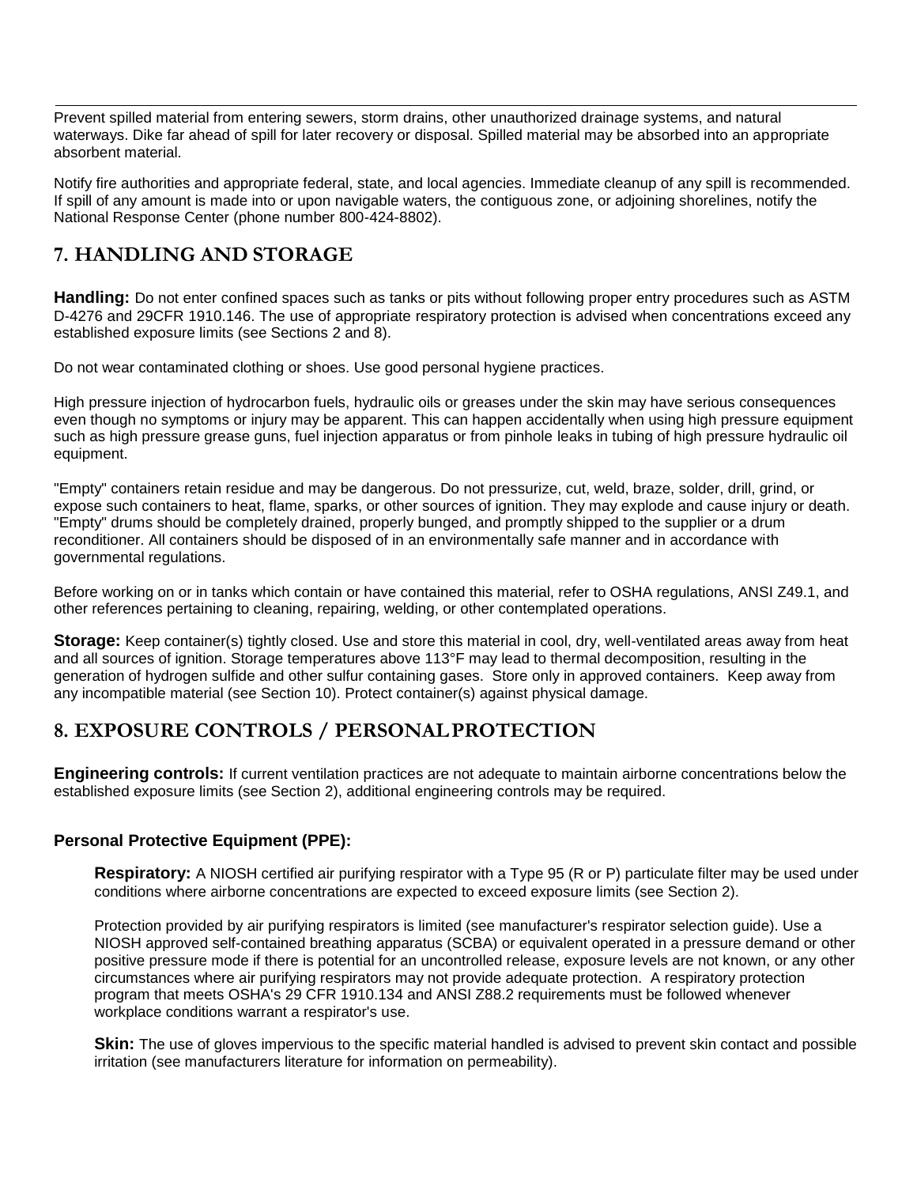Prevent spilled material from entering sewers, storm drains, other unauthorized drainage systems, and natural waterways. Dike far ahead of spill for later recovery or disposal. Spilled material may be absorbed into an appropriate absorbent material.

Notify fire authorities and appropriate federal, state, and local agencies. Immediate cleanup of any spill is recommended. If spill of any amount is made into or upon navigable waters, the contiguous zone, or adjoining shorelines, notify the National Response Center (phone number 800-424-8802).

## 7. HANDLING AND STORAGE

**Handling:** Do not enter confined spaces such as tanks or pits without following proper entry procedures such as ASTM D-4276 and 29CFR 1910.146. The use of appropriate respiratory protection is advised when concentrations exceed any established exposure limits (see Sections 2 and 8).

Do not wear contaminated clothing or shoes. Use good personal hygiene practices.

High pressure injection of hydrocarbon fuels, hydraulic oils or greases under the skin may have serious consequences even though no symptoms or injury may be apparent. This can happen accidentally when using high pressure equipment such as high pressure grease guns, fuel injection apparatus or from pinhole leaks in tubing of high pressure hydraulic oil equipment.

"Empty" containers retain residue and may be dangerous. Do not pressurize, cut, weld, braze, solder, drill, grind, or expose such containers to heat, flame, sparks, or other sources of ignition. They may explode and cause injury or death. "Empty" drums should be completely drained, properly bunged, and promptly shipped to the supplier or a drum reconditioner. All containers should be disposed of in an environmentally safe manner and in accordance with governmental regulations.

Before working on or in tanks which contain or have contained this material, refer to OSHA regulations, ANSI Z49.1, and other references pertaining to cleaning, repairing, welding, or other contemplated operations.

**Storage:** Keep container(s) tightly closed. Use and store this material in cool, dry, well-ventilated areas away from heat and all sources of ignition. Storage temperatures above 113°F may lead to thermal decomposition, resulting in the generation of hydrogen sulfide and other sulfur containing gases. Store only in approved containers. Keep away from any incompatible material (see Section 10). Protect container(s) against physical damage.

## 8. EXPOSURE CONTROLS / PERSONAL PROTECTION

**Engineering controls:** If current ventilation practices are not adequate to maintain airborne concentrations below the established exposure limits (see Section 2), additional engineering controls may be required.

### Personal Protective Equipment (PPE):

**Respiratory:** A NIOSH certified air purifying respirator with a Type 95 (R or P) particulate filter may be used under conditions where airborne concentrations are expected to exceed exposure limits (see Section 2).

Protection provided by air purifying respirators is limited (see manufacturer's respirator selection guide). Use a NIOSH approved self-contained breathing apparatus (SCBA) or equivalent operated in a pressure demand or other positive pressure mode if there is potential for an uncontrolled release, exposure levels are not known, or any other circumstances where air purifying respirators may not provide adequate protection. A respiratory protection program that meets OSHA's 29 CFR 1910.134 and ANSI Z88.2 requirements must be followed whenever workplace conditions warrant a respirator's use.

**Skin:** The use of gloves impervious to the specific material handled is advised to prevent skin contact and possible irritation (see manufacturers literature for information on permeability).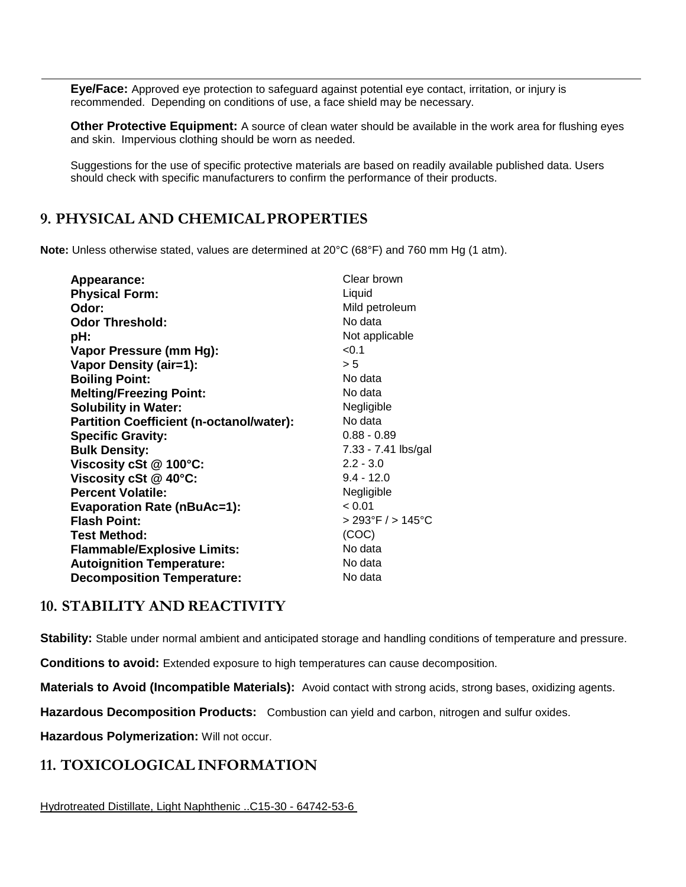**Eye/Face:** Approved eye protection to safeguard against potential eye contact, irritation, or injury is recommended. Depending on conditions of use, a face shield may be necessary.

**Other Protective Equipment:** A source of clean water should be available in the work area for flushing eyes and skin. Impervious clothing should be worn as needed.

Suggestions for the use of specific protective materials are based on readily available published data. Users should check with specific manufacturers to confirm the performance of their products.

## 9. PHYSICAL AND CHEMICAL PROPERTIES

**Note:** Unless otherwise stated, values are determined at 20°C (68°F) and 760 mm Hg (1 atm).

| | |
|---|---|
| **Appearance:** | Clear brown |
| **Physical Form:** | Liquid |
| **Odor:** | Mild petroleum |
| **Odor Threshold:** | No data |
| **pH:** | Not applicable |
| **Vapor Pressure (mm Hg):** | <0.1 |
| **Vapor Density (air=1):** | > 5 |
| **Boiling Point:** | No data |
| **Melting/Freezing Point:** | No data |
| **Solubility in Water:** | Negligible |
| **Partition Coefficient (n-octanol/water):** | No data |
| **Specific Gravity:** | 0.88 - 0.89 |
| **Bulk Density:** | 7.33 - 7.41 lbs/gal |
| **Viscosity cSt @ 100°C:** | 2.2 - 3.0 |
| **Viscosity cSt @ 40°C:** | 9.4 - 12.0 |
| **Percent Volatile:** | Negligible |
| **Evaporation Rate (nBuAc=1):** | < 0.01 |
| **Flash Point:** | > 293°F / > 145°C |
| **Test Method:** | (COC) |
| **Flammable/Explosive Limits:** | No data |
| **Autoignition Temperature:** | No data |
| **Decomposition Temperature:** | No data |

## 10. STABILITY AND REACTIVITY

**Stability:** Stable under normal ambient and anticipated storage and handling conditions of temperature and pressure.

**Conditions to avoid:** Extended exposure to high temperatures can cause decomposition.

**Materials to Avoid (Incompatible Materials):** Avoid contact with strong acids, strong bases, oxidizing agents.

**Hazardous Decomposition Products:** Combustion can yield and carbon, nitrogen and sulfur oxides.

**Hazardous Polymerization:** Will not occur.

## 11. TOXICOLOGICAL INFORMATION

Hydrotreated Distillate, Light Naphthenic ..C15-30 - 64742-53-6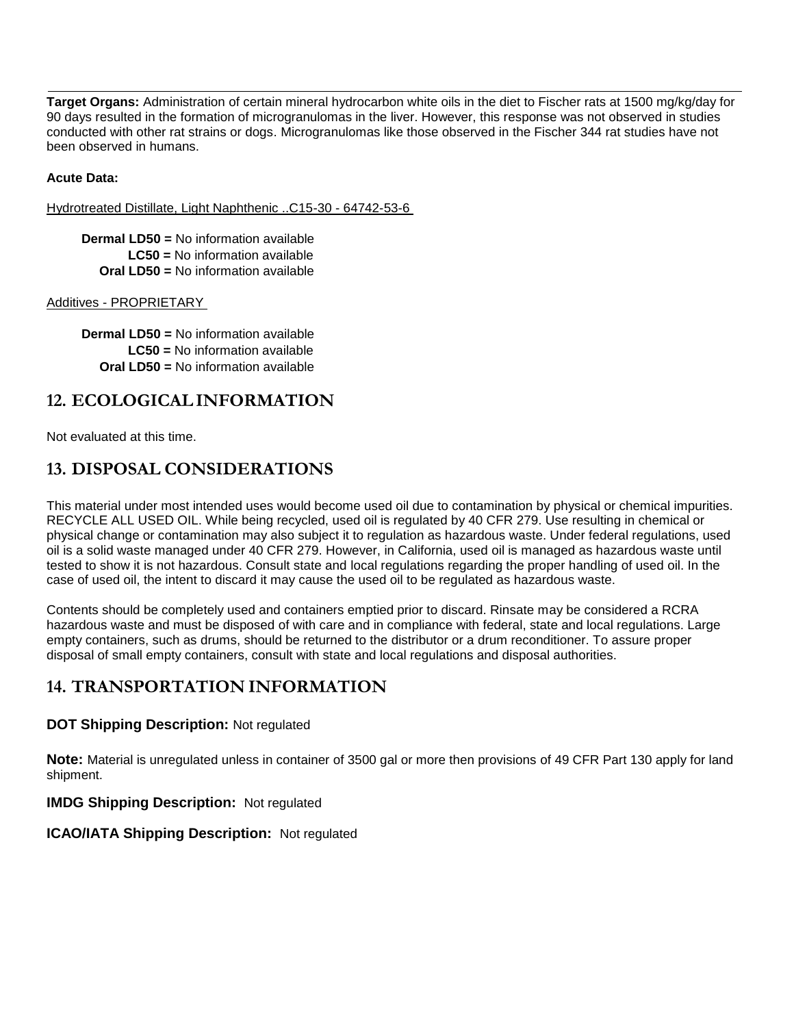**Target Organs:** Administration of certain mineral hydrocarbon white oils in the diet to Fischer rats at 1500 mg/kg/day for 90 days resulted in the formation of microgranulomas in the liver. However, this response was not observed in studies conducted with other rat strains or dogs. Microgranulomas like those observed in the Fischer 344 rat studies have not been observed in humans.

**Acute Data:**

Hydrotreated Distillate, Light Naphthenic ..C15-30 - 64742-53-6

**Dermal LD50 =** No information available
**LC50 =** No information available
**Oral LD50 =** No information available

Additives - PROPRIETARY

**Dermal LD50 =** No information available
**LC50 =** No information available
**Oral LD50 =** No information available

## 12. ECOLOGICAL INFORMATION

Not evaluated at this time.

## 13. DISPOSAL CONSIDERATIONS

This material under most intended uses would become used oil due to contamination by physical or chemical impurities. RECYCLE ALL USED OIL. While being recycled, used oil is regulated by 40 CFR 279. Use resulting in chemical or physical change or contamination may also subject it to regulation as hazardous waste. Under federal regulations, used oil is a solid waste managed under 40 CFR 279. However, in California, used oil is managed as hazardous waste until tested to show it is not hazardous. Consult state and local regulations regarding the proper handling of used oil. In the case of used oil, the intent to discard it may cause the used oil to be regulated as hazardous waste.

Contents should be completely used and containers emptied prior to discard. Rinsate may be considered a RCRA hazardous waste and must be disposed of with care and in compliance with federal, state and local regulations. Large empty containers, such as drums, should be returned to the distributor or a drum reconditioner. To assure proper disposal of small empty containers, consult with state and local regulations and disposal authorities.

## 14. TRANSPORTATION INFORMATION

**DOT Shipping Description:** Not regulated

**Note:** Material is unregulated unless in container of 3500 gal or more then provisions of 49 CFR Part 130 apply for land shipment.

**IMDG Shipping Description:** Not regulated

**ICAO/IATA Shipping Description:** Not regulated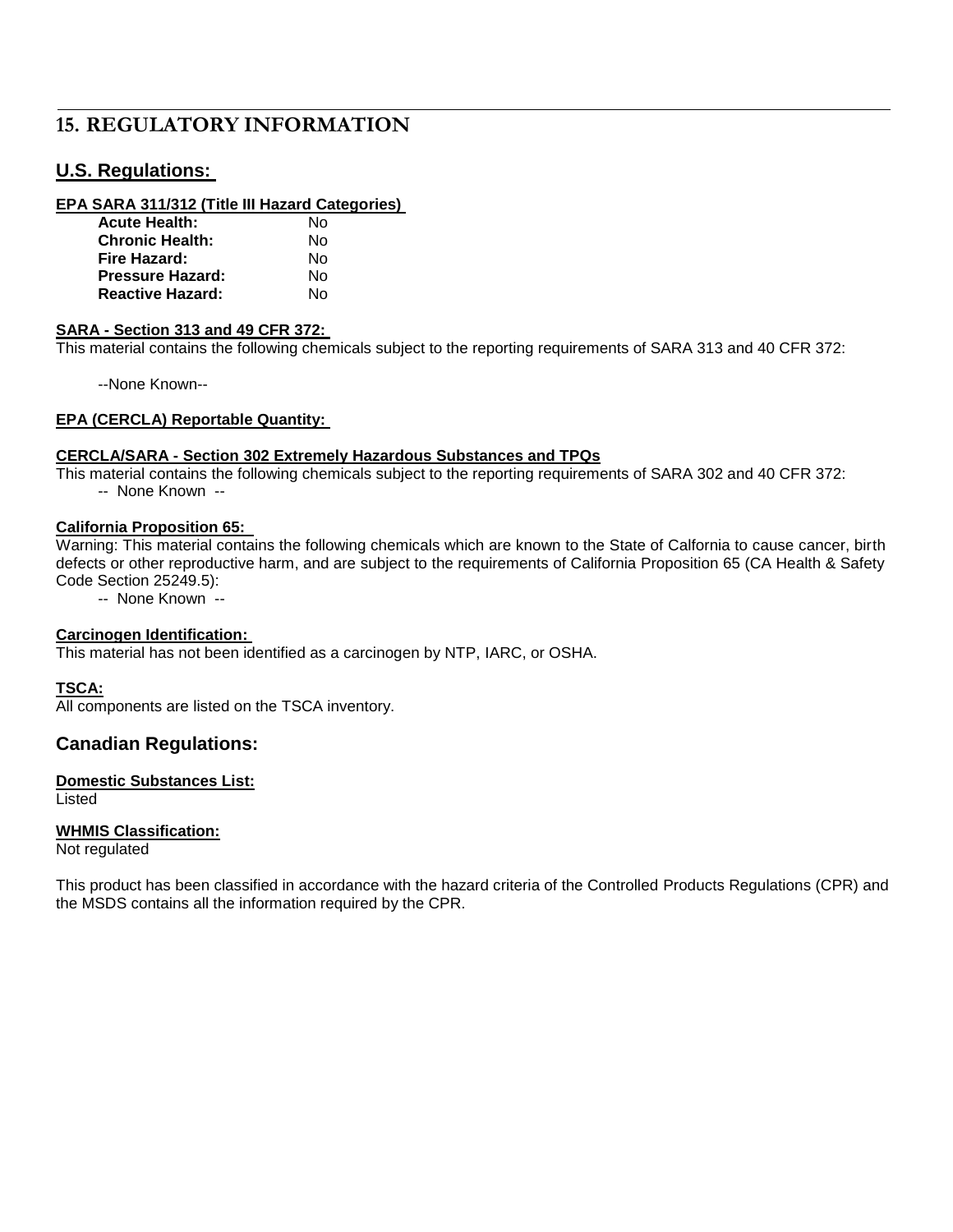## 15. REGULATORY INFORMATION

### U.S. Regulations:

**EPA SARA 311/312 (Title III Hazard Categories)**

| | |
|---|---|
| **Acute Health:** | No |
| **Chronic Health:** | No |
| **Fire Hazard:** | No |
| **Pressure Hazard:** | No |
| **Reactive Hazard:** | No |

**SARA - Section 313 and 49 CFR 372:**

This material contains the following chemicals subject to the reporting requirements of SARA 313 and 40 CFR 372:

--None Known--

**EPA (CERCLA) Reportable Quantity:**

**CERCLA/SARA - Section 302 Extremely Hazardous Substances and TPQs**

This material contains the following chemicals subject to the reporting requirements of SARA 302 and 40 CFR 372:

-- None Known --

**California Proposition 65:**

Warning: This material contains the following chemicals which are known to the State of Calfornia to cause cancer, birth defects or other reproductive harm, and are subject to the requirements of California Proposition 65 (CA Health & Safety Code Section 25249.5):

-- None Known --

**Carcinogen Identification:**

This material has not been identified as a carcinogen by NTP, IARC, or OSHA.

**TSCA:**

All components are listed on the TSCA inventory.

### Canadian Regulations:

**Domestic Substances List:**

Listed

**WHMIS Classification:**

Not regulated

This product has been classified in accordance with the hazard criteria of the Controlled Products Regulations (CPR) and the MSDS contains all the information required by the CPR.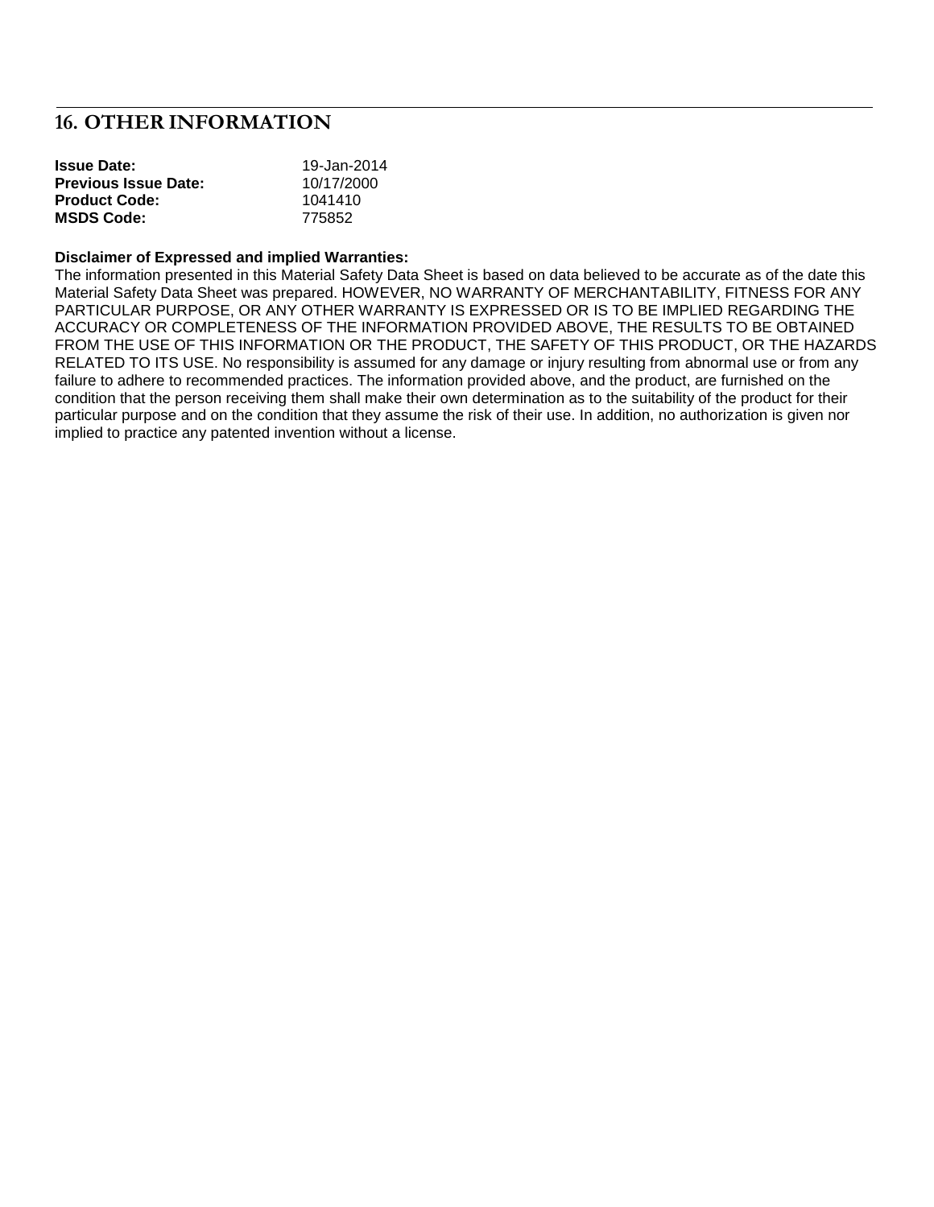## 16. OTHER INFORMATION

| | |
|---|---|
| **Issue Date:** | 19-Jan-2014 |
| **Previous Issue Date:** | 10/17/2000 |
| **Product Code:** | 1041410 |
| **MSDS Code:** | 775852 |

**Disclaimer of Expressed and implied Warranties:**

The information presented in this Material Safety Data Sheet is based on data believed to be accurate as of the date this Material Safety Data Sheet was prepared. HOWEVER, NO WARRANTY OF MERCHANTABILITY, FITNESS FOR ANY PARTICULAR PURPOSE, OR ANY OTHER WARRANTY IS EXPRESSED OR IS TO BE IMPLIED REGARDING THE ACCURACY OR COMPLETENESS OF THE INFORMATION PROVIDED ABOVE, THE RESULTS TO BE OBTAINED FROM THE USE OF THIS INFORMATION OR THE PRODUCT, THE SAFETY OF THIS PRODUCT, OR THE HAZARDS RELATED TO ITS USE. No responsibility is assumed for any damage or injury resulting from abnormal use or from any failure to adhere to recommended practices. The information provided above, and the product, are furnished on the condition that the person receiving them shall make their own determination as to the suitability of the product for their particular purpose and on the condition that they assume the risk of their use. In addition, no authorization is given nor implied to practice any patented invention without a license.